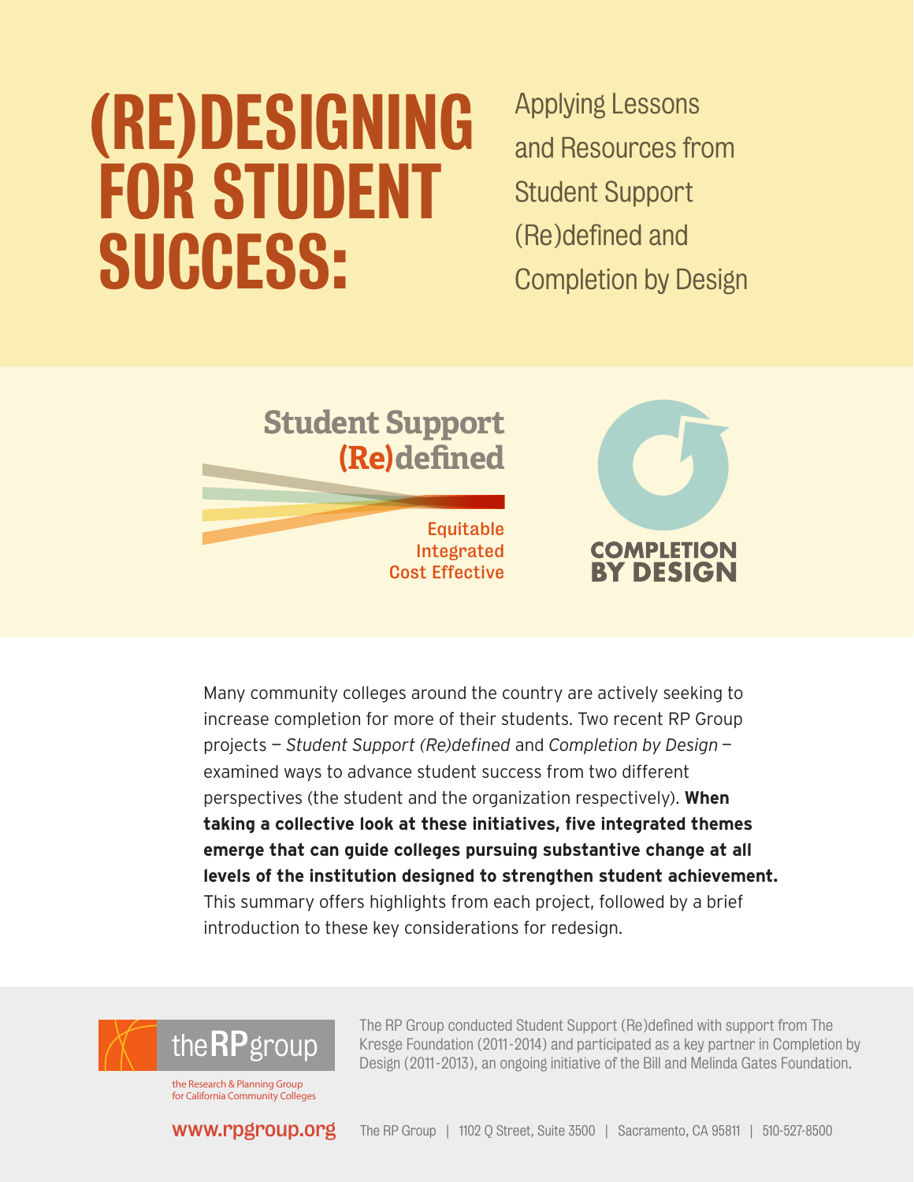# (RE)DESIGNING FOR STUDENT SUCCESS:

## Applying Lessons and Resources from Student Support (Re)defined and Completion by Design

Student Support (Re)defined

Equitable
Integrated
Cost Effective

COMPLETION BY DESIGN

Many community colleges around the country are actively seeking to increase completion for more of their students. Two recent RP Group projects — *Student Support (Re)defined* and *Completion by Design* — examined ways to advance student success from two different perspectives (the student and the organization respectively). **When taking a collective look at these initiatives, five integrated themes emerge that can guide colleges pursuing substantive change at all levels of the institution designed to strengthen student achievement.** This summary offers highlights from each project, followed by a brief introduction to these key considerations for redesign.

the RP group
the Research & Planning Group for California Community Colleges

The RP Group conducted Student Support (Re)defined with support from The Kresge Foundation (2011-2014) and participated as a key partner in Completion by Design (2011-2013), an ongoing initiative of the Bill and Melinda Gates Foundation.

www.rpgroup.org

The RP Group | 1102 Q Street, Suite 3500 | Sacramento, CA 95811 | 510-527-8500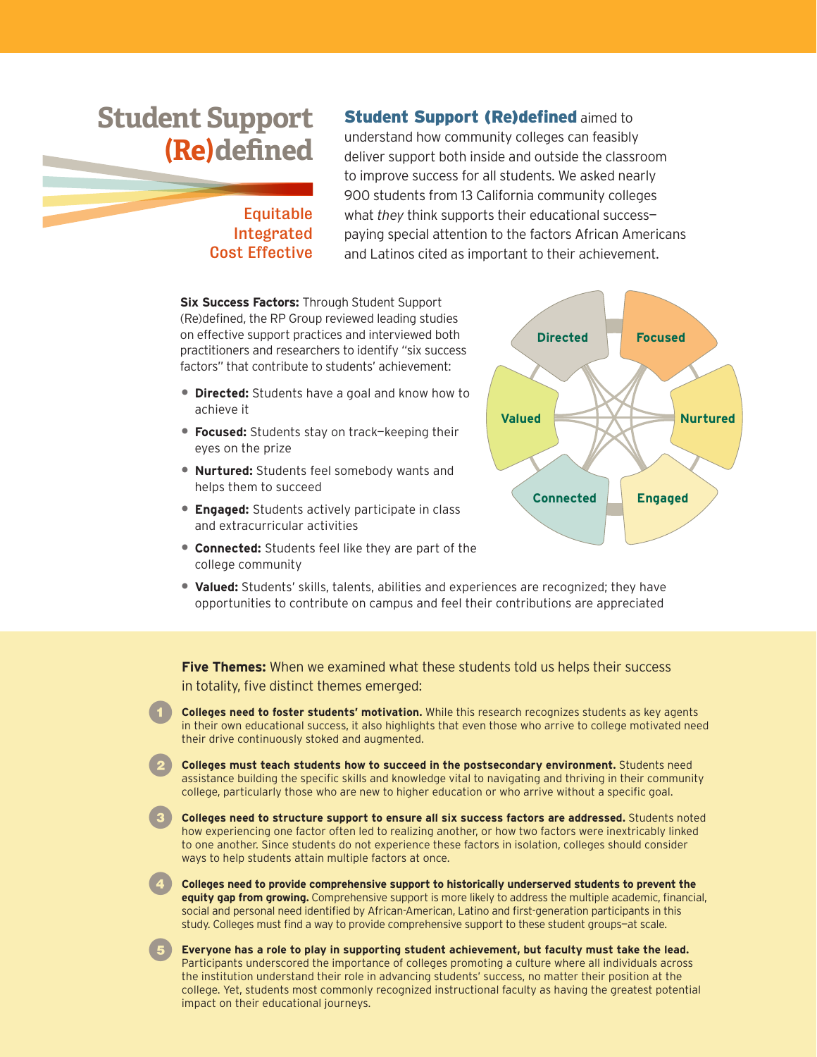# Student Support (Re)defined

Equitable
Integrated
Cost Effective

**Student Support (Re)defined** aimed to understand how community colleges can feasibly deliver support both inside and outside the classroom to improve success for all students. We asked nearly 900 students from 13 California community colleges what *they* think supports their educational success—paying special attention to the factors African Americans and Latinos cited as important to their achievement.

**Six Success Factors:** Through Student Support (Re)defined, the RP Group reviewed leading studies on effective support practices and interviewed both practitioners and researchers to identify "six success factors" that contribute to students' achievement:

- **Directed:** Students have a goal and know how to achieve it
- **Focused:** Students stay on track—keeping their eyes on the prize
- **Nurtured:** Students feel somebody wants and helps them to succeed
- **Engaged:** Students actively participate in class and extracurricular activities
- **Connected:** Students feel like they are part of the college community
- **Valued:** Students' skills, talents, abilities and experiences are recognized; they have opportunities to contribute on campus and feel their contributions are appreciated

Directed, Focused, Nurtured, Engaged, Connected, Valued

**Five Themes:** When we examined what these students told us helps their success in totality, five distinct themes emerged:

1. **Colleges need to foster students' motivation.** While this research recognizes students as key agents in their own educational success, it also highlights that even those who arrive to college motivated need their drive continuously stoked and augmented.
2. **Colleges must teach students how to succeed in the postsecondary environment.** Students need assistance building the specific skills and knowledge vital to navigating and thriving in their community college, particularly those who are new to higher education or who arrive without a specific goal.
3. **Colleges need to structure support to ensure all six success factors are addressed.** Students noted how experiencing one factor often led to realizing another, or how two factors were inextricably linked to one another. Since students do not experience these factors in isolation, colleges should consider ways to help students attain multiple factors at once.
4. **Colleges need to provide comprehensive support to historically underserved students to prevent the equity gap from growing.** Comprehensive support is more likely to address the multiple academic, financial, social and personal need identified by African-American, Latino and first-generation participants in this study. Colleges must find a way to provide comprehensive support to these student groups—at scale.
5. **Everyone has a role to play in supporting student achievement, but faculty must take the lead.** Participants underscored the importance of colleges promoting a culture where all individuals across the institution understand their role in advancing students' success, no matter their position at the college. Yet, students most commonly recognized instructional faculty as having the greatest potential impact on their educational journeys.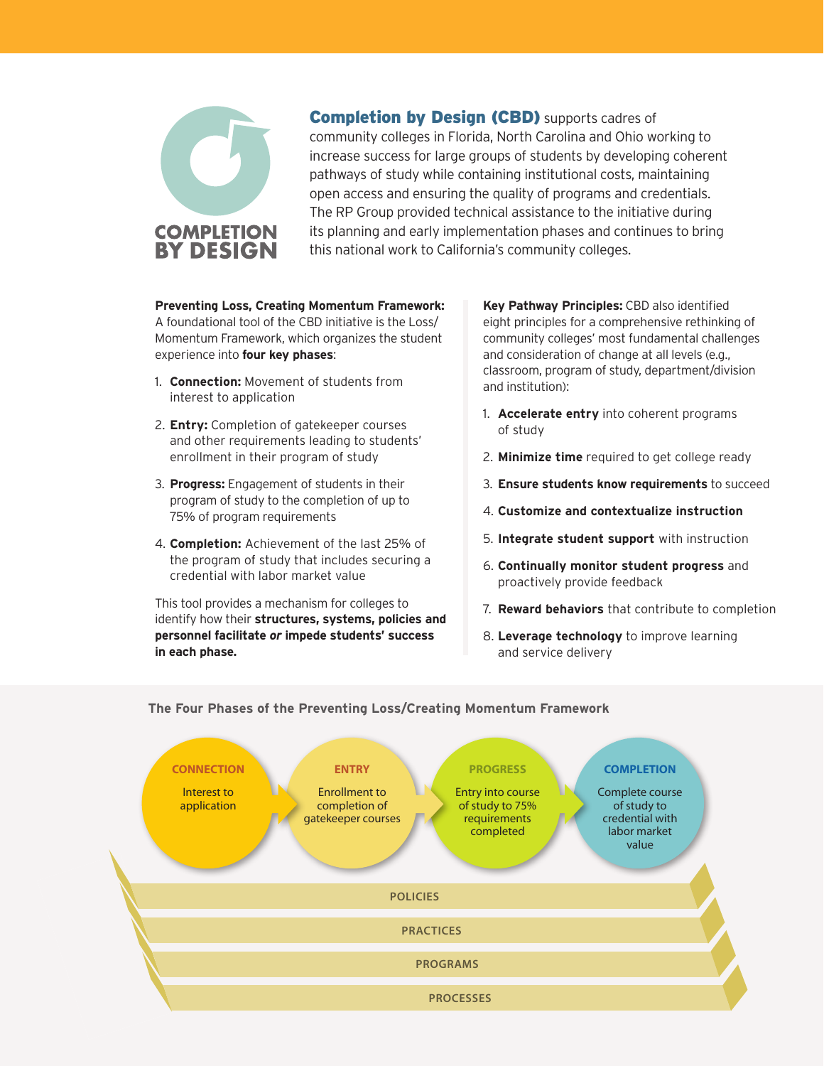**Completion by Design (CBD)** supports cadres of community colleges in Florida, North Carolina and Ohio working to increase success for large groups of students by developing coherent pathways of study while containing institutional costs, maintaining open access and ensuring the quality of programs and credentials. The RP Group provided technical assistance to the initiative during its planning and early implementation phases and continues to bring this national work to California's community colleges.

**Preventing Loss, Creating Momentum Framework:** A foundational tool of the CBD initiative is the Loss/Momentum Framework, which organizes the student experience into **four key phases**:

1. **Connection:** Movement of students from interest to application
2. **Entry:** Completion of gatekeeper courses and other requirements leading to students' enrollment in their program of study
3. **Progress:** Engagement of students in their program of study to the completion of up to 75% of program requirements
4. **Completion:** Achievement of the last 25% of the program of study that includes securing a credential with labor market value

This tool provides a mechanism for colleges to identify how their **structures, systems, policies and personnel facilitate *or* impede students' success in each phase.**

**Key Pathway Principles:** CBD also identified eight principles for a comprehensive rethinking of community colleges' most fundamental challenges and consideration of change at all levels (e.g., classroom, program of study, department/division and institution):

1. **Accelerate entry** into coherent programs of study
2. **Minimize time** required to get college ready
3. **Ensure students know requirements** to succeed
4. **Customize and contextualize instruction**
5. **Integrate student support** with instruction
6. **Continually monitor student progress** and proactively provide feedback
7. **Reward behaviors** that contribute to completion
8. **Leverage technology** to improve learning and service delivery

### The Four Phases of the Preventing Loss/Creating Momentum Framework

**CONNECTION:** Interest to application → **ENTRY:** Enrollment to completion of gatekeeper courses → **PROGRESS:** Entry into course of study to 75% requirements completed → **COMPLETION:** Complete course of study to credential with labor market value

POLICIES

PRACTICES

PROGRAMS

PROCESSES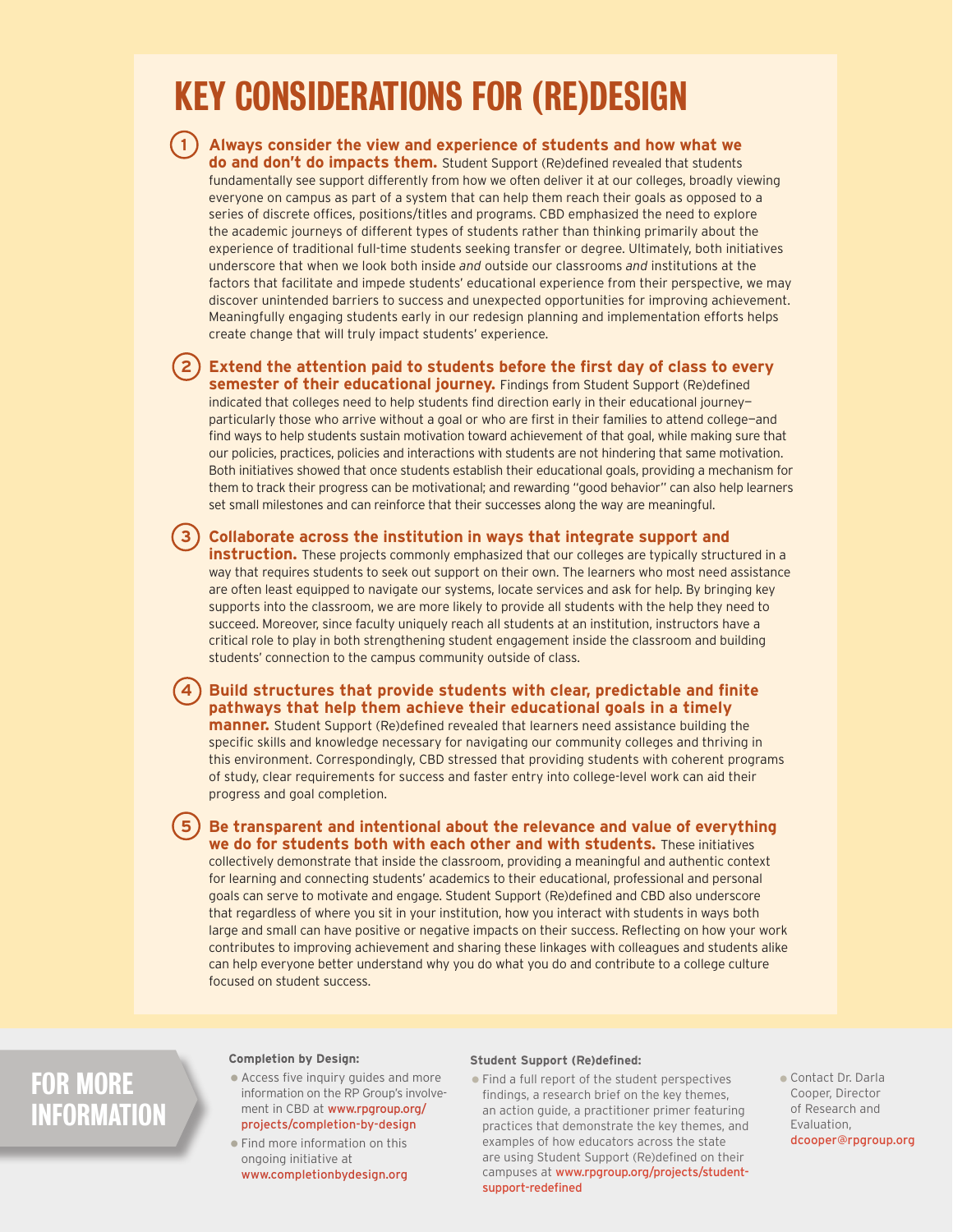# KEY CONSIDERATIONS FOR (RE)DESIGN

1. **Always consider the view and experience of students and how what we do and don't do impacts them.** Student Support (Re)defined revealed that students fundamentally see support differently from how we often deliver it at our colleges, broadly viewing everyone on campus as part of a system that can help them reach their goals as opposed to a series of discrete offices, positions/titles and programs. CBD emphasized the need to explore the academic journeys of different types of students rather than thinking primarily about the experience of traditional full-time students seeking transfer or degree. Ultimately, both initiatives underscore that when we look both inside *and* outside our classrooms *and* institutions at the factors that facilitate and impede students' educational experience from their perspective, we may discover unintended barriers to success and unexpected opportunities for improving achievement. Meaningfully engaging students early in our redesign planning and implementation efforts helps create change that will truly impact students' experience.

2. **Extend the attention paid to students before the first day of class to every semester of their educational journey.** Findings from Student Support (Re)defined indicated that colleges need to help students find direction early in their educational journey—particularly those who arrive without a goal or who are first in their families to attend college—and find ways to help students sustain motivation toward achievement of that goal, while making sure that our policies, practices, policies and interactions with students are not hindering that same motivation. Both initiatives showed that once students establish their educational goals, providing a mechanism for them to track their progress can be motivational; and rewarding "good behavior" can also help learners set small milestones and can reinforce that their successes along the way are meaningful.

3. **Collaborate across the institution in ways that integrate support and instruction.** These projects commonly emphasized that our colleges are typically structured in a way that requires students to seek out support on their own. The learners who most need assistance are often least equipped to navigate our systems, locate services and ask for help. By bringing key supports into the classroom, we are more likely to provide all students with the help they need to succeed. Moreover, since faculty uniquely reach all students at an institution, instructors have a critical role to play in both strengthening student engagement inside the classroom and building students' connection to the campus community outside of class.

4. **Build structures that provide students with clear, predictable and finite pathways that help them achieve their educational goals in a timely manner.** Student Support (Re)defined revealed that learners need assistance building the specific skills and knowledge necessary for navigating our community colleges and thriving in this environment. Correspondingly, CBD stressed that providing students with coherent programs of study, clear requirements for success and faster entry into college-level work can aid their progress and goal completion.

5. **Be transparent and intentional about the relevance and value of everything we do for students both with each other and with students.** These initiatives collectively demonstrate that inside the classroom, providing a meaningful and authentic context for learning and connecting students' academics to their educational, professional and personal goals can serve to motivate and engage. Student Support (Re)defined and CBD also underscore that regardless of where you sit in your institution, how you interact with students in ways both large and small can have positive or negative impacts on their success. Reflecting on how your work contributes to improving achievement and sharing these linkages with colleagues and students alike can help everyone better understand why you do what you do and contribute to a college culture focused on student success.

## FOR MORE INFORMATION

**Completion by Design:**

- Access five inquiry guides and more information on the RP Group's involvement in CBD at www.rpgroup.org/projects/completion-by-design
- Find more information on this ongoing initiative at www.completionbydesign.org

**Student Support (Re)defined:**

- Find a full report of the student perspectives findings, a research brief on the key themes, an action guide, a practitioner primer featuring practices that demonstrate the key themes, and examples of how educators across the state are using Student Support (Re)defined on their campuses at www.rpgroup.org/projects/student-support-redefined
- Contact Dr. Darla Cooper, Director of Research and Evaluation, dcooper@rpgroup.org